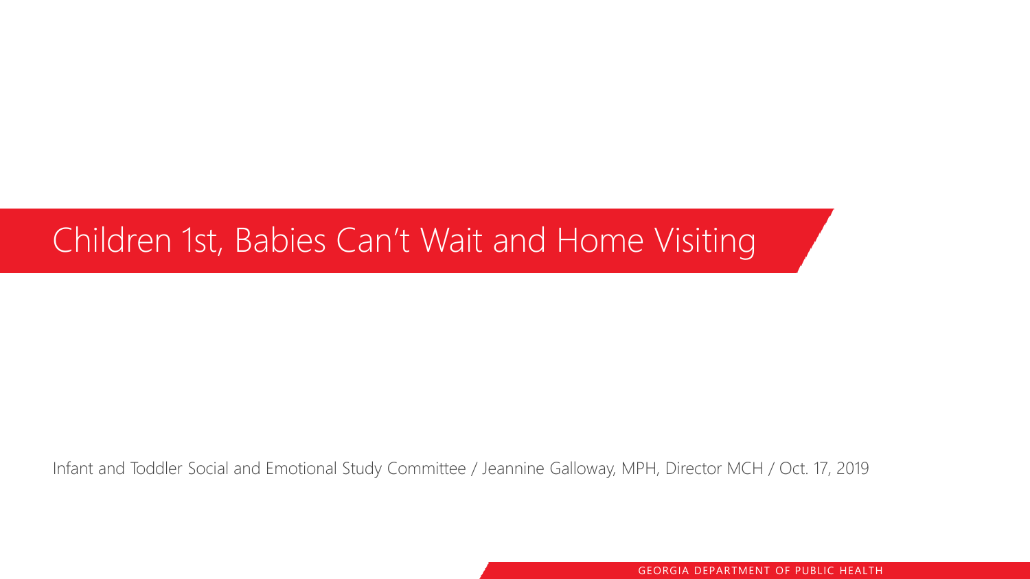# Children 1st, Babies Can't Wait and Home Visiting

Infant and Toddler Social and Emotional Study Committee / Jeannine Galloway, MPH, Director MCH / Oct. 17, 2019

GEORGIA DEPARTMENT OF PUBLIC HEALTH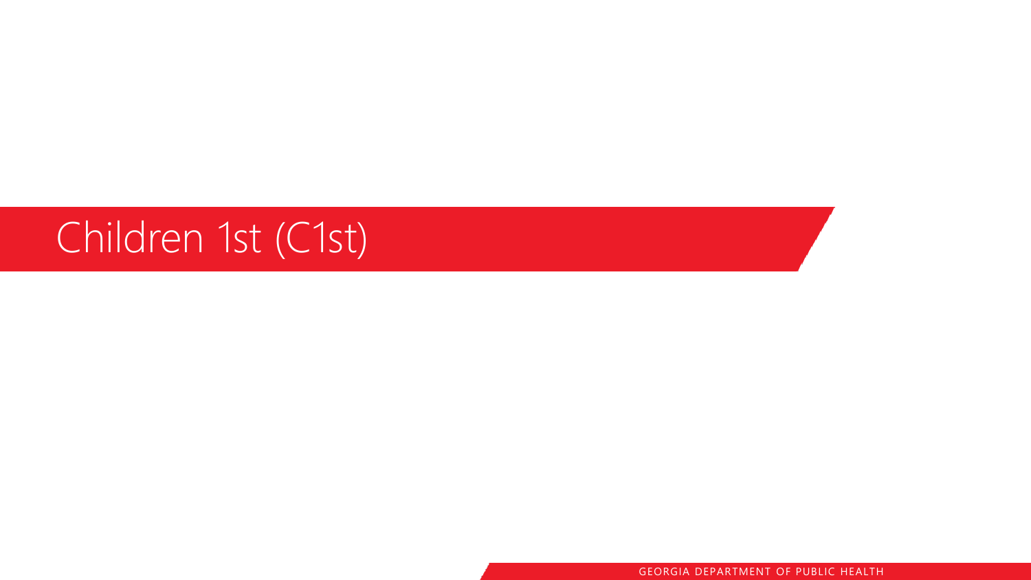# Children 1st (C1st)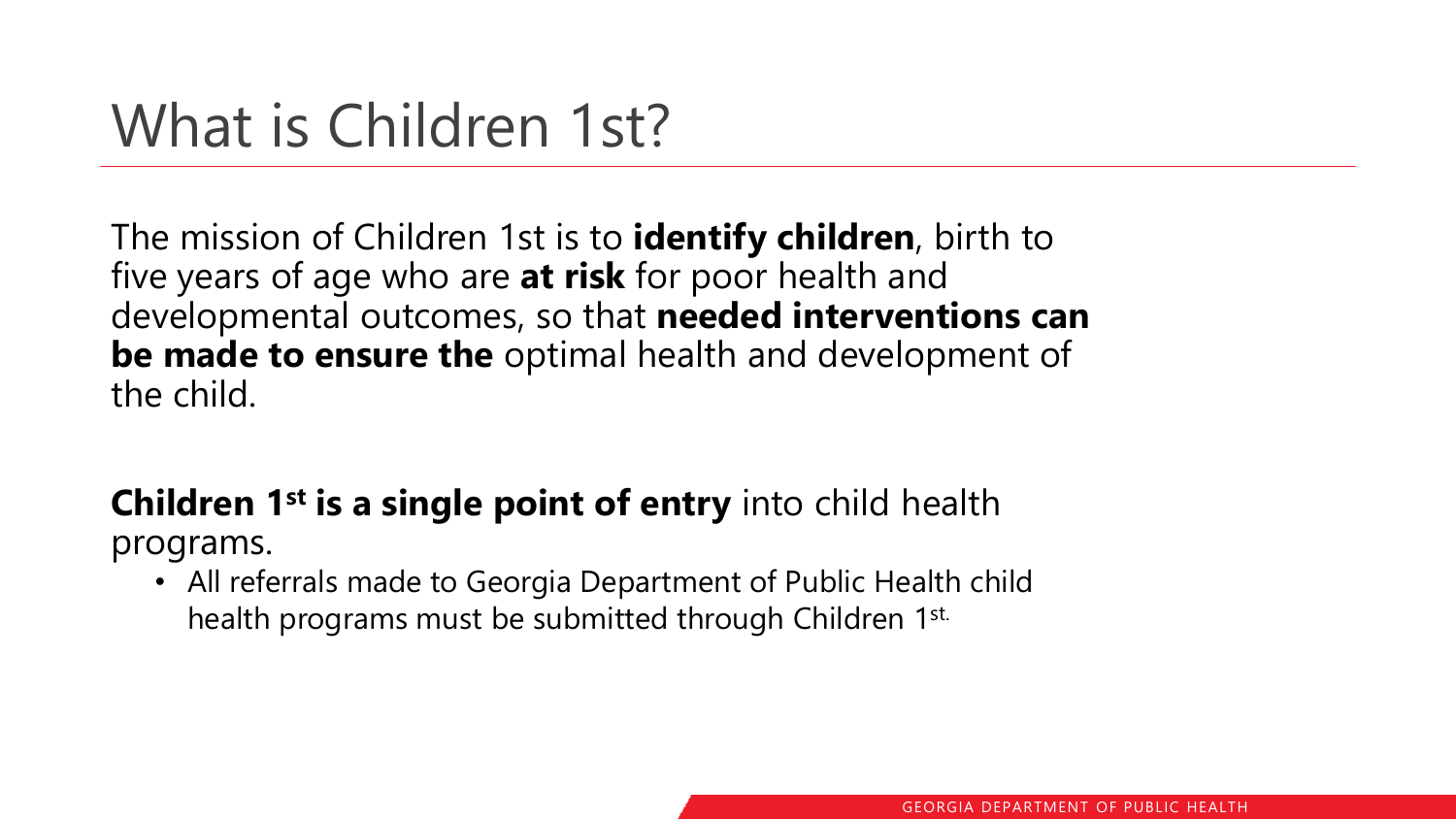# What is Children 1st?

The mission of Children 1st is to **identify children**, birth to five years of age who are **at risk** for poor health and developmental outcomes, so that **needed interventions can be made to ensure the** optimal health and development of the child.

**Children 1st is a single point of entry** into child health programs.

- All referrals made to Georgia Department of Public Health child health programs must be submitted through Children 1st.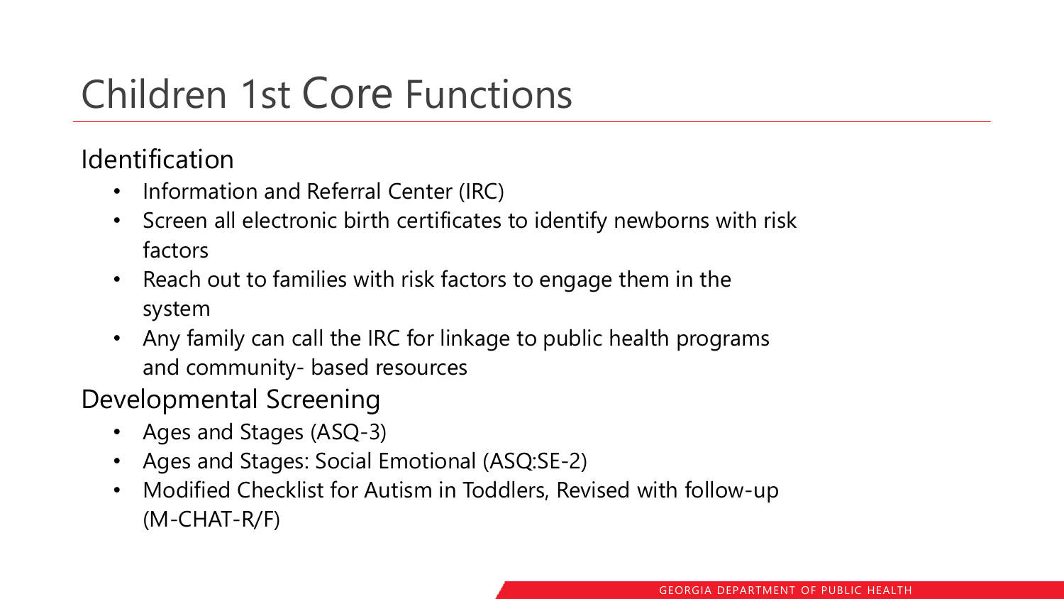# Children 1st Core Functions

## Identification

- Information and Referral Center (IRC)
- Screen all electronic birth certificates to identify newborns with risk factors
- Reach out to families with risk factors to engage them in the system
- Any family can call the IRC for linkage to public health programs and community- based resources

## Developmental Screening

- Ages and Stages (ASQ-3)
- Ages and Stages: Social Emotional (ASQ:SE-2)
- Modified Checklist for Autism in Toddlers, Revised with follow-up (M-CHAT-R/F)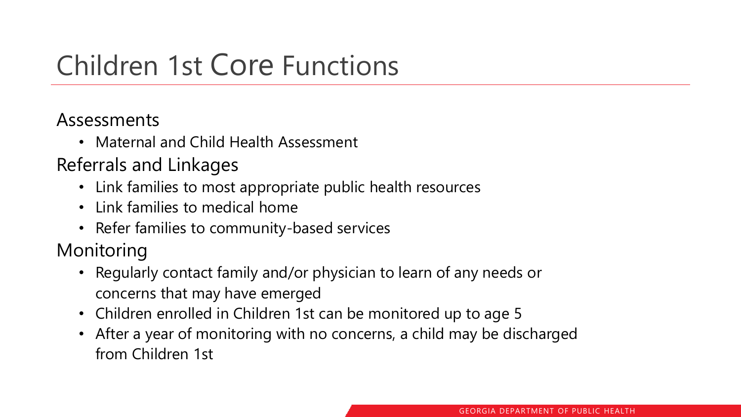# Children 1st Core Functions

Assessments

- Maternal and Child Health Assessment

Referrals and Linkages

- Link families to most appropriate public health resources
- Link families to medical home
- Refer families to community-based services

Monitoring

- Regularly contact family and/or physician to learn of any needs or concerns that may have emerged
- Children enrolled in Children 1st can be monitored up to age 5
- After a year of monitoring with no concerns, a child may be discharged from Children 1st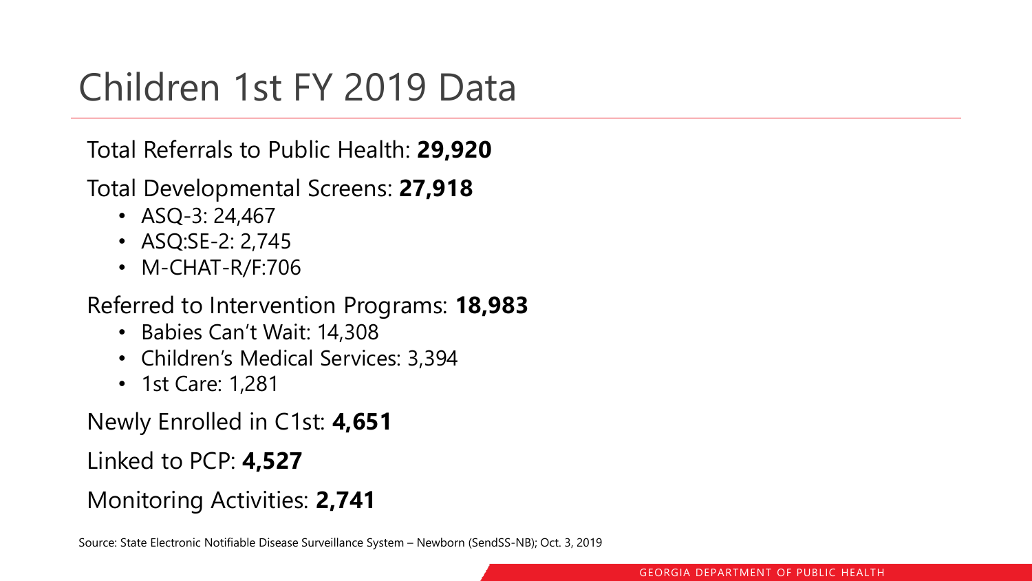# Children 1st FY 2019 Data

Total Referrals to Public Health: **29,920**

Total Developmental Screens: **27,918**

- ASQ-3: 24,467
- ASQ:SE-2: 2,745
- M-CHAT-R/F:706

Referred to Intervention Programs: **18,983**

- Babies Can't Wait: 14,308
- Children's Medical Services: 3,394
- 1st Care: 1,281

Newly Enrolled in C1st: **4,651**

Linked to PCP: **4,527**

Monitoring Activities: **2,741**

Source: State Electronic Notifiable Disease Surveillance System – Newborn (SendSS-NB); Oct. 3, 2019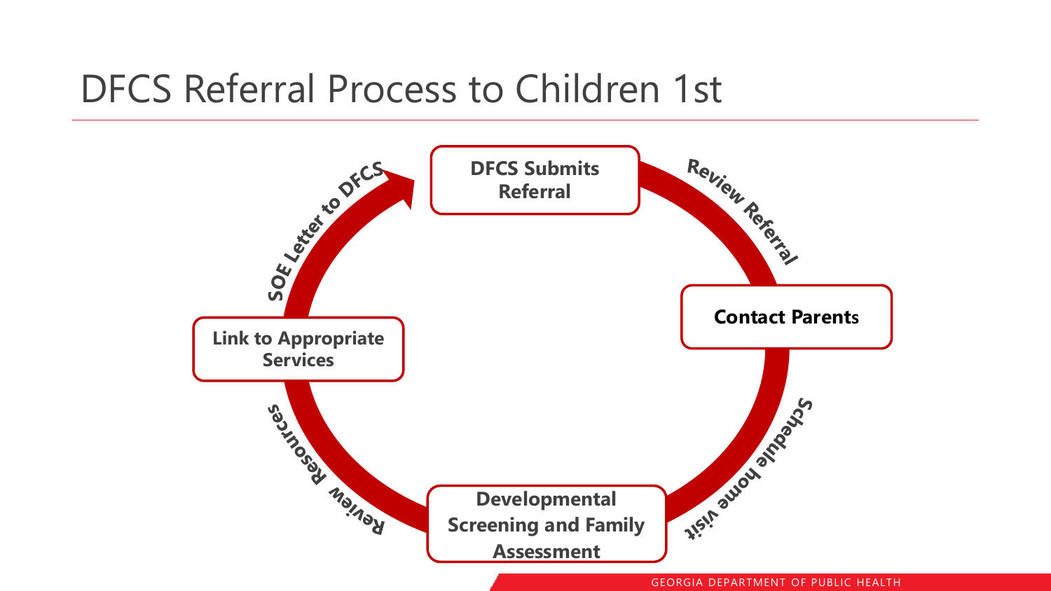# DFCS Referral Process to Children 1st

- **DFCS Submits Referral**
- *Review Referral*
- **Contact Parents**
- *Schedule home visit*
- **Developmental Screening and Family Assessment**
- *Review Resources*
- **Link to Appropriate Services**
- *SOE Letter to DFCS*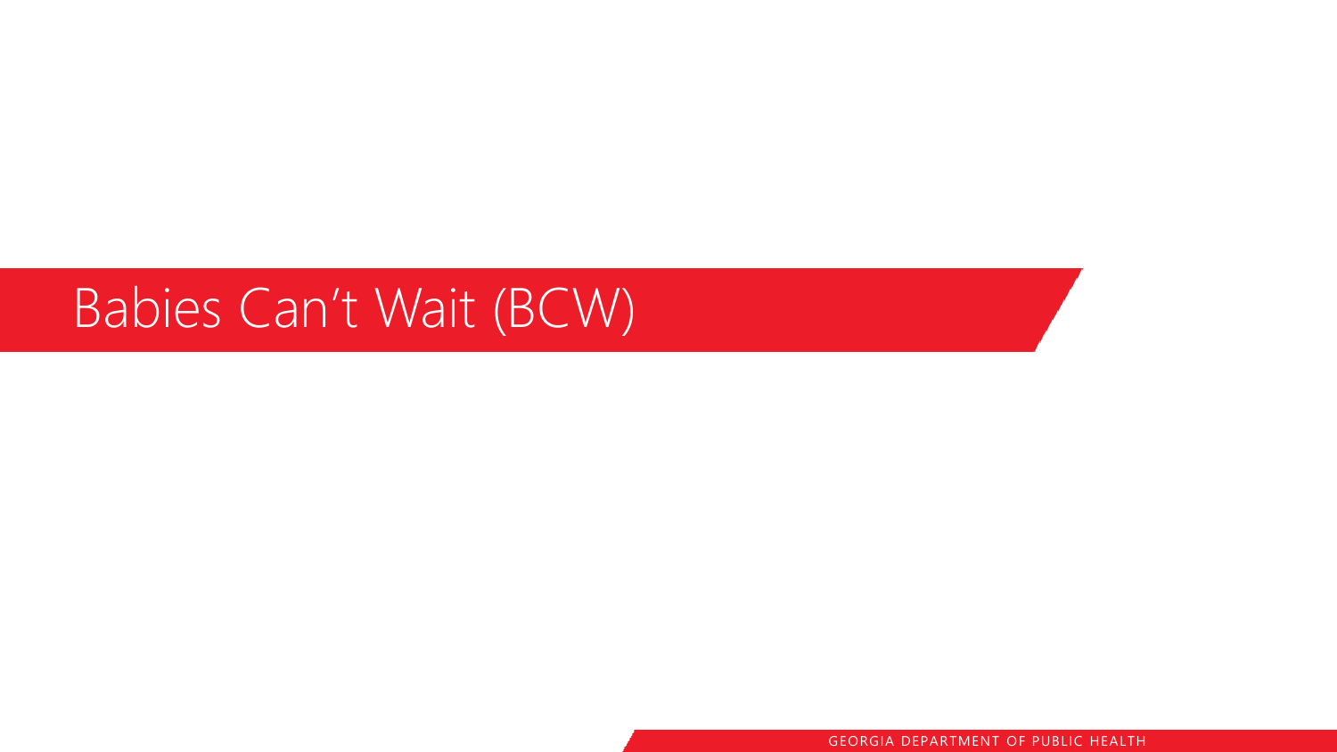# Babies Can't Wait (BCW)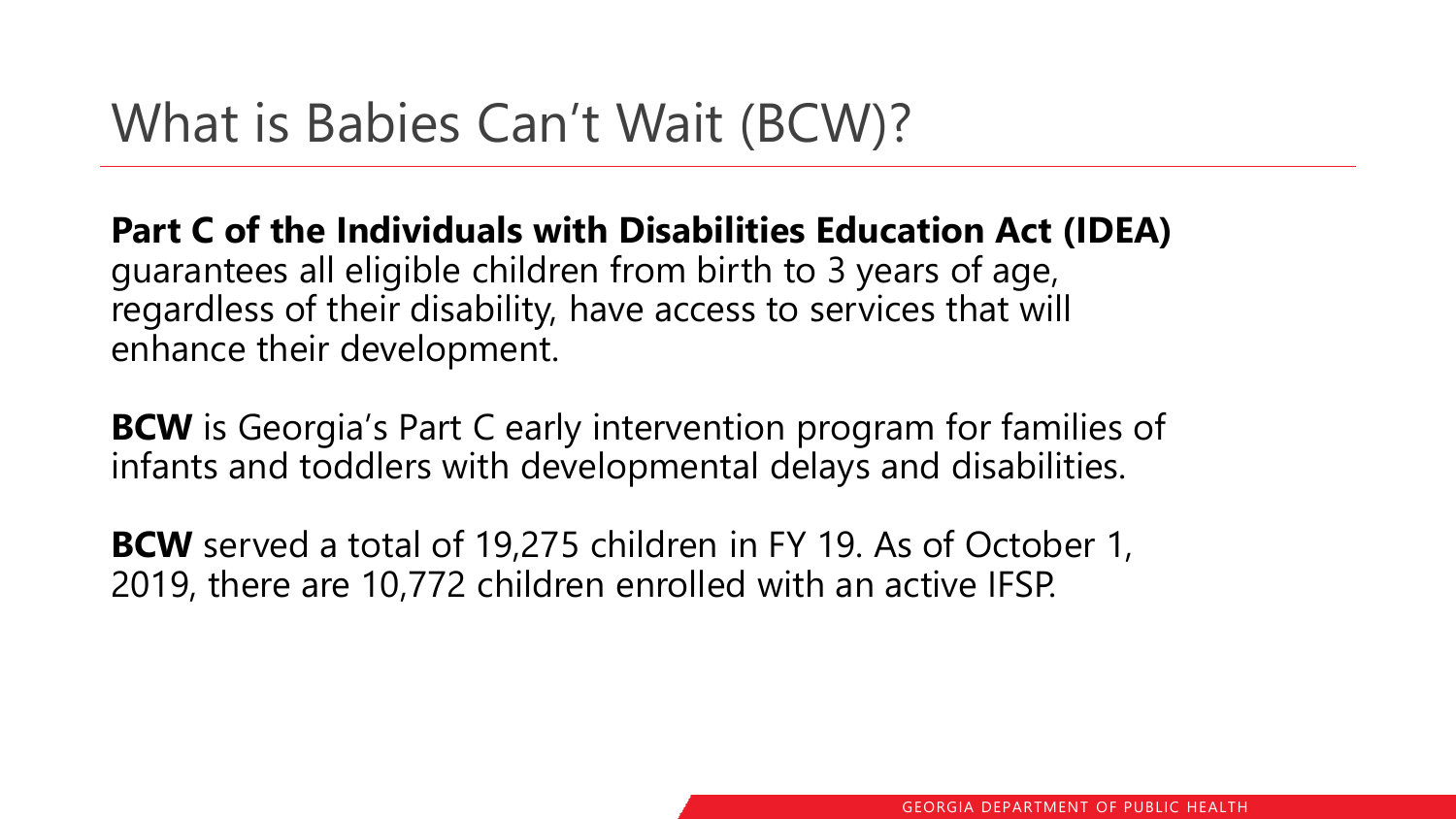# What is Babies Can't Wait (BCW)?

**Part C of the Individuals with Disabilities Education Act (IDEA)** guarantees all eligible children from birth to 3 years of age, regardless of their disability, have access to services that will enhance their development.

**BCW** is Georgia's Part C early intervention program for families of infants and toddlers with developmental delays and disabilities.

**BCW** served a total of 19,275 children in FY 19. As of October 1, 2019, there are 10,772 children enrolled with an active IFSP.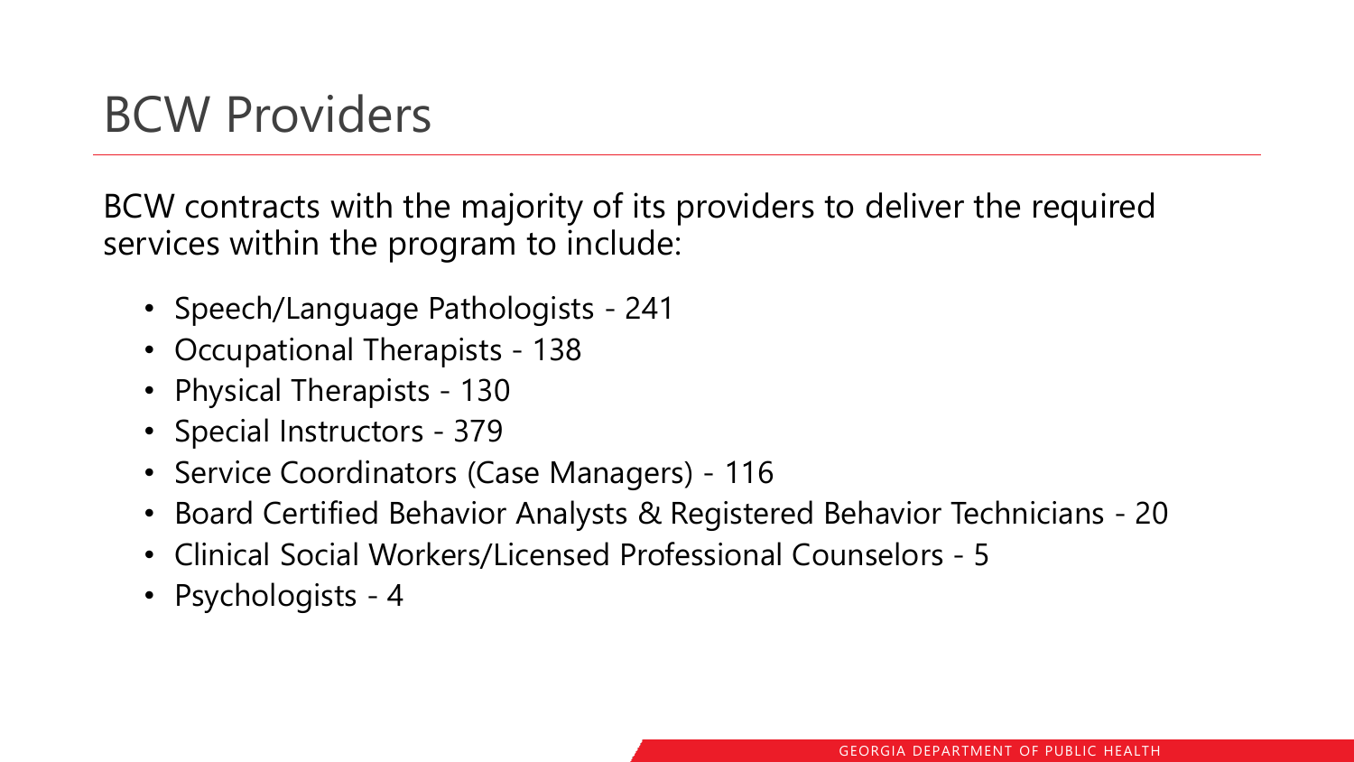# BCW Providers

BCW contracts with the majority of its providers to deliver the required services within the program to include:

- Speech/Language Pathologists - 241
- Occupational Therapists - 138
- Physical Therapists - 130
- Special Instructors - 379
- Service Coordinators (Case Managers) - 116
- Board Certified Behavior Analysts & Registered Behavior Technicians - 20
- Clinical Social Workers/Licensed Professional Counselors - 5
- Psychologists - 4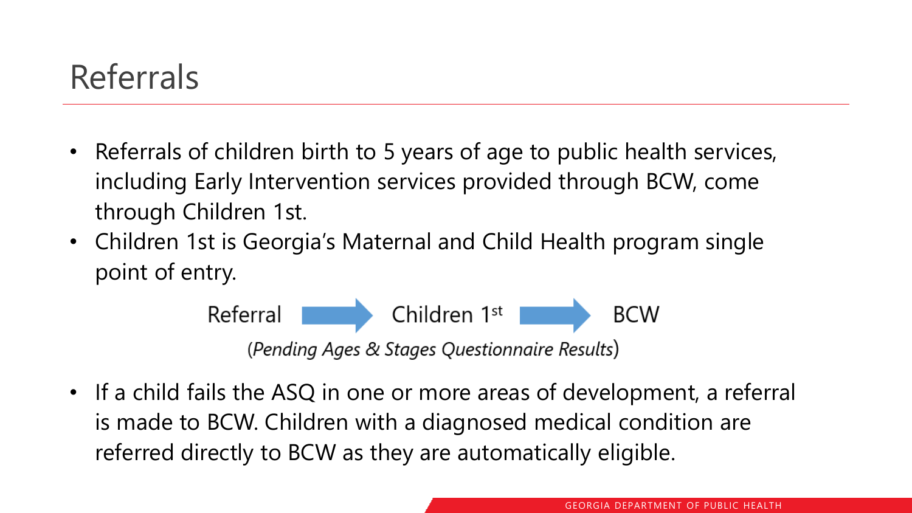# Referrals

- Referrals of children birth to 5 years of age to public health services, including Early Intervention services provided through BCW, come through Children 1st.
- Children 1st is Georgia's Maternal and Child Health program single point of entry.

Referral → Children 1st → BCW

*(Pending Ages & Stages Questionnaire Results)*

- If a child fails the ASQ in one or more areas of development, a referral is made to BCW. Children with a diagnosed medical condition are referred directly to BCW as they are automatically eligible.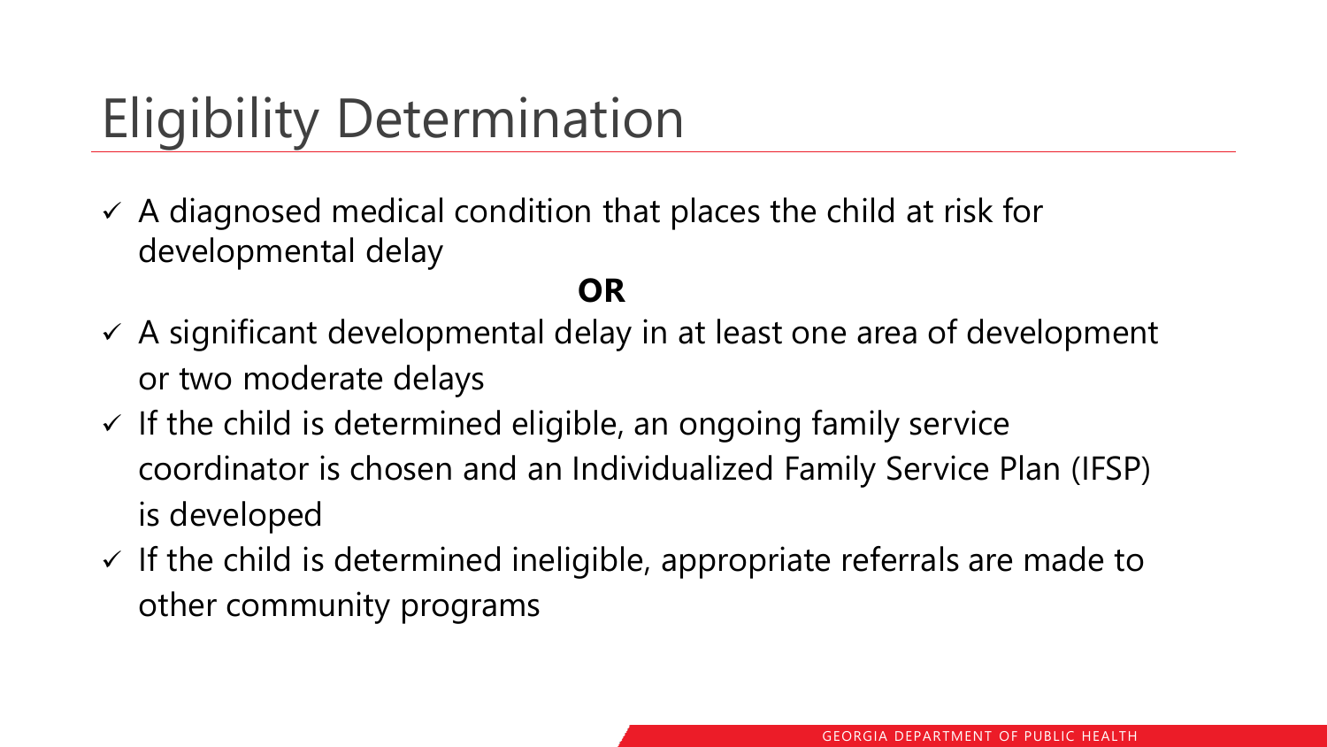# Eligibility Determination

- ✓ A diagnosed medical condition that places the child at risk for developmental delay

**OR**

- ✓ A significant developmental delay in at least one area of development or two moderate delays
- ✓ If the child is determined eligible, an ongoing family service coordinator is chosen and an Individualized Family Service Plan (IFSP) is developed
- ✓ If the child is determined ineligible, appropriate referrals are made to other community programs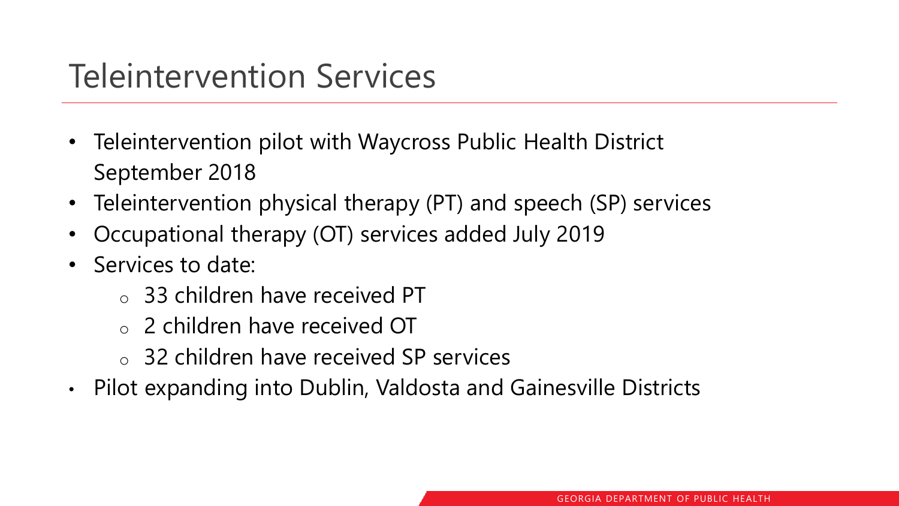# Teleintervention Services

- Teleintervention pilot with Waycross Public Health District September 2018
- Teleintervention physical therapy (PT) and speech (SP) services
- Occupational therapy (OT) services added July 2019
- Services to date:
  - 33 children have received PT
  - 2 children have received OT
  - 32 children have received SP services
- Pilot expanding into Dublin, Valdosta and Gainesville Districts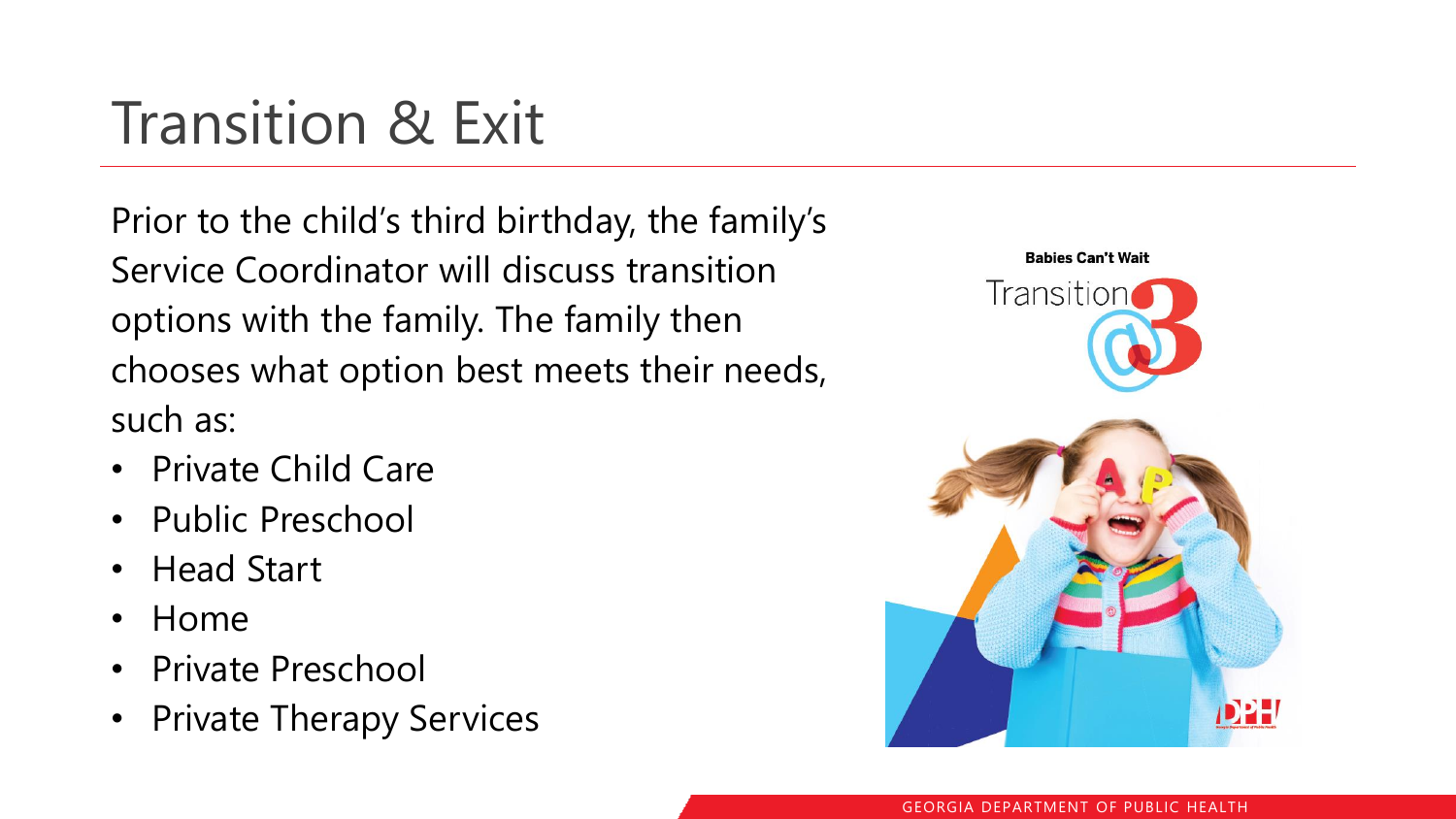# Transition & Exit

Prior to the child's third birthday, the family's Service Coordinator will discuss transition options with the family. The family then chooses what option best meets their needs, such as:

- Private Child Care
- Public Preschool
- Head Start
- Home
- Private Preschool
- Private Therapy Services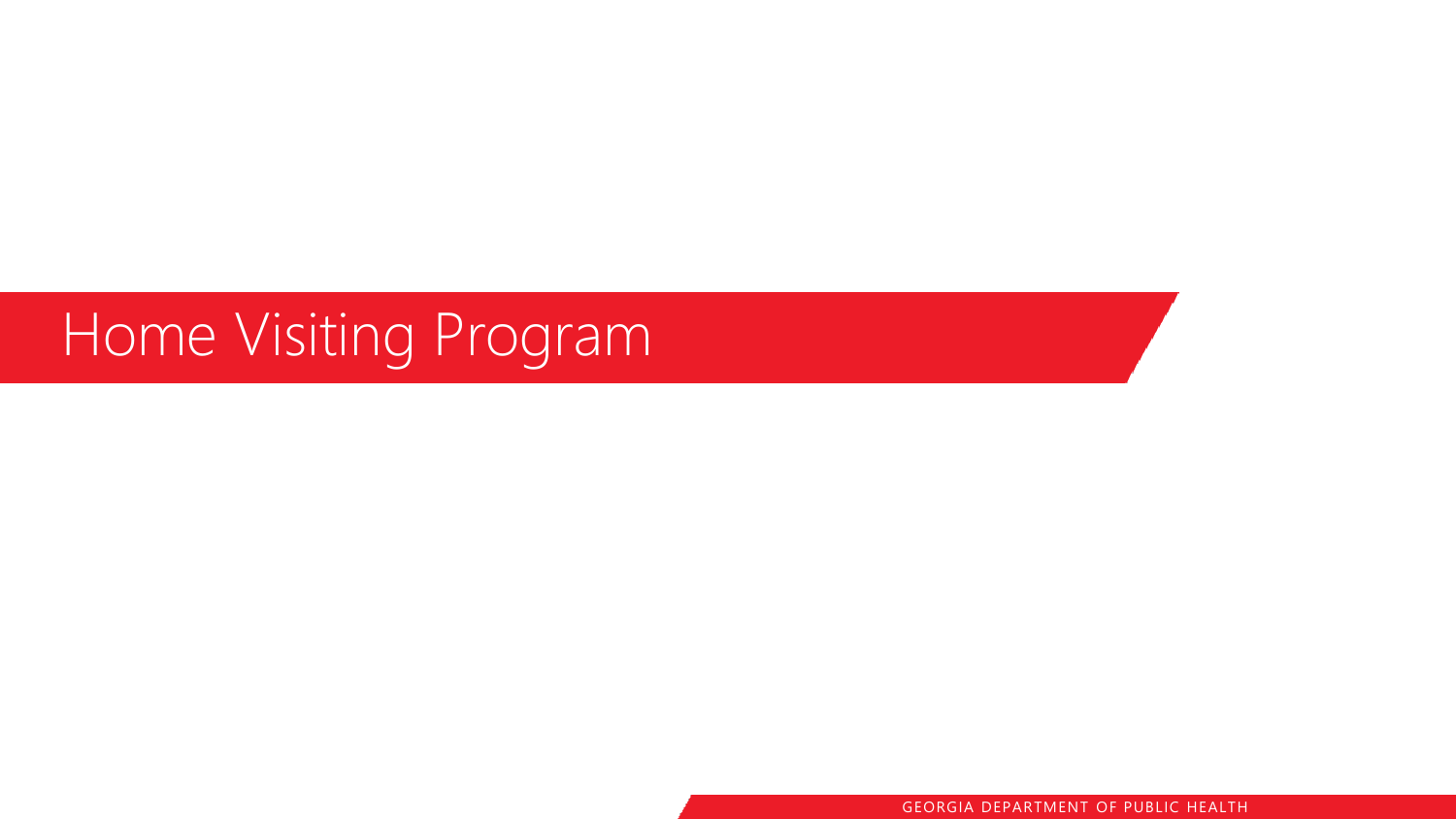# Home Visiting Program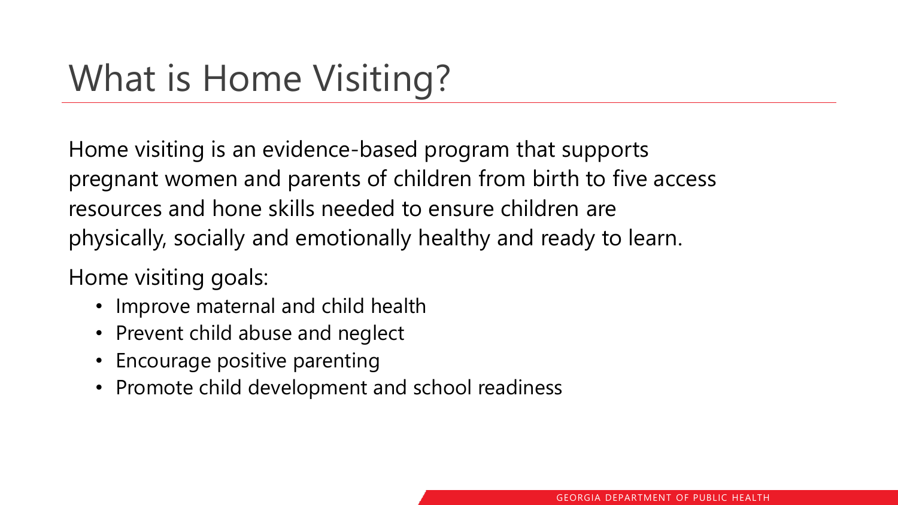# What is Home Visiting?

Home visiting is an evidence-based program that supports pregnant women and parents of children from birth to five access resources and hone skills needed to ensure children are physically, socially and emotionally healthy and ready to learn.

Home visiting goals:

- Improve maternal and child health
- Prevent child abuse and neglect
- Encourage positive parenting
- Promote child development and school readiness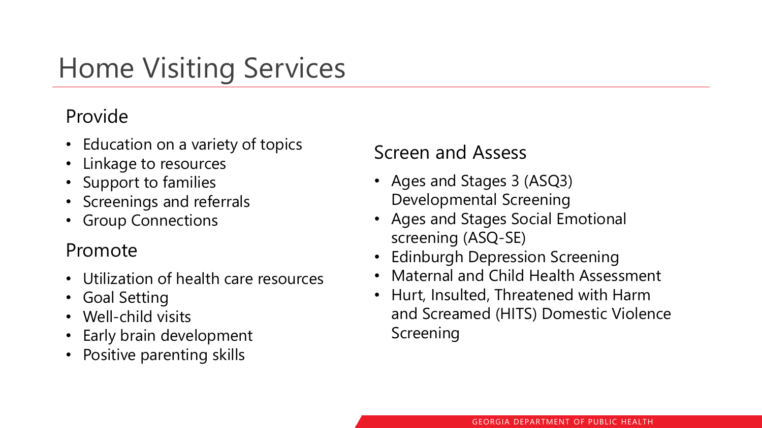# Home Visiting Services

## Provide

- Education on a variety of topics
- Linkage to resources
- Support to families
- Screenings and referrals
- Group Connections

## Promote

- Utilization of health care resources
- Goal Setting
- Well-child visits
- Early brain development
- Positive parenting skills

## Screen and Assess

- Ages and Stages 3 (ASQ3) Developmental Screening
- Ages and Stages Social Emotional screening (ASQ-SE)
- Edinburgh Depression Screening
- Maternal and Child Health Assessment
- Hurt, Insulted, Threatened with Harm and Screamed (HITS) Domestic Violence Screening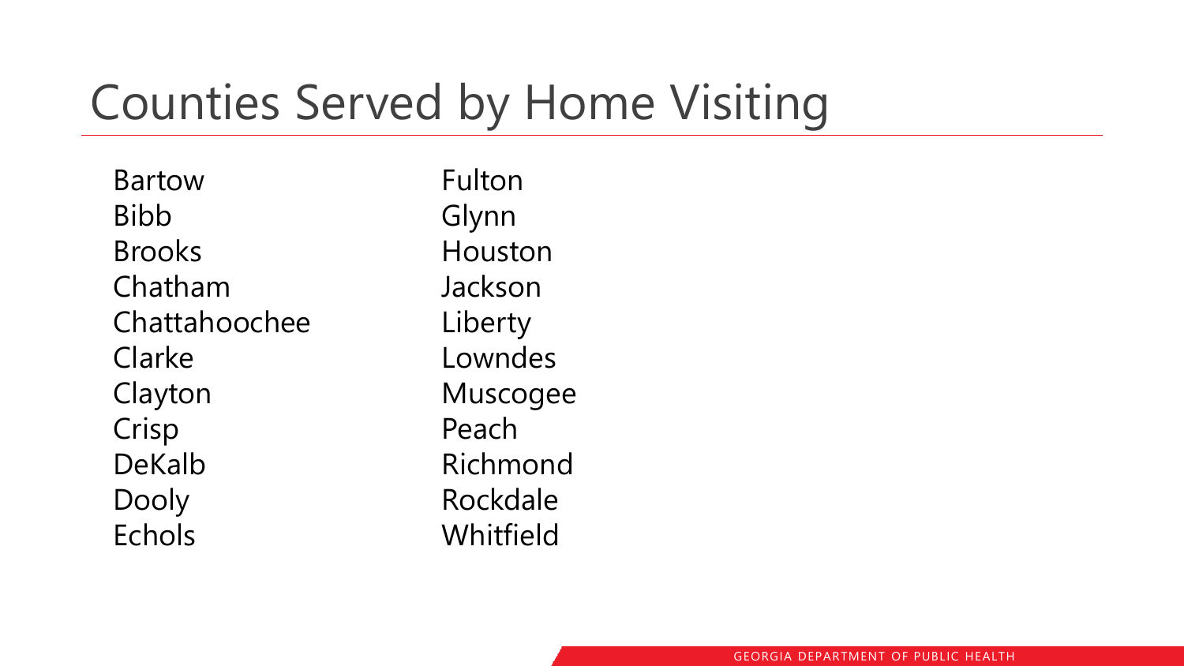# Counties Served by Home Visiting

- Bartow
- Bibb
- Brooks
- Chatham
- Chattahoochee
- Clarke
- Clayton
- Crisp
- DeKalb
- Dooly
- Echols
- Fulton
- Glynn
- Houston
- Jackson
- Liberty
- Lowndes
- Muscogee
- Peach
- Richmond
- Rockdale
- Whitfield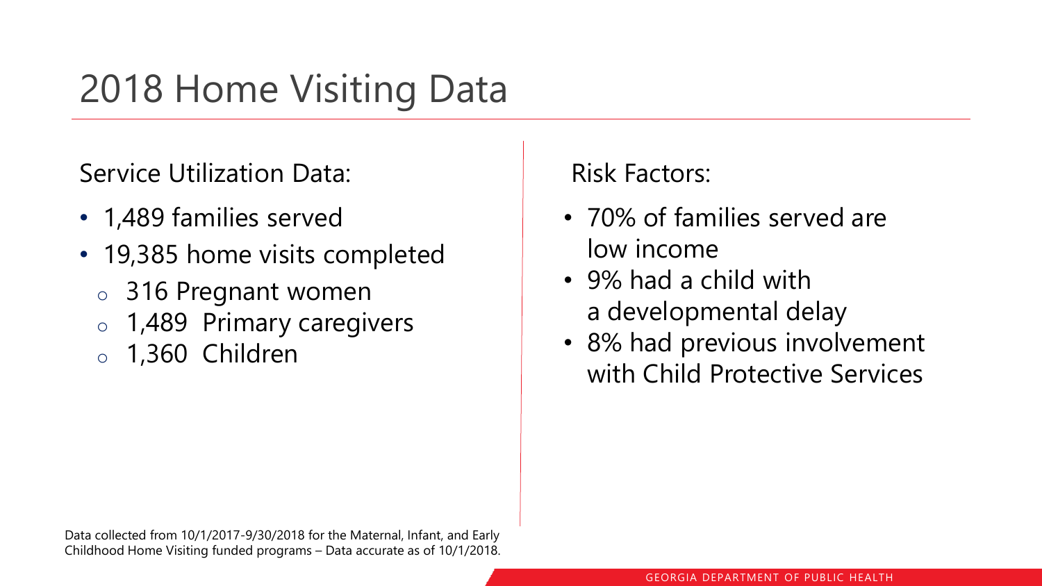# 2018 Home Visiting Data

Service Utilization Data:

- 1,489 families served
- 19,385 home visits completed
  - 316 Pregnant women
  - 1,489 Primary caregivers
  - 1,360 Children

Risk Factors:

- 70% of families served are low income
- 9% had a child with a developmental delay
- 8% had previous involvement with Child Protective Services

Data collected from 10/1/2017-9/30/2018 for the Maternal, Infant, and Early Childhood Home Visiting funded programs – Data accurate as of 10/1/2018.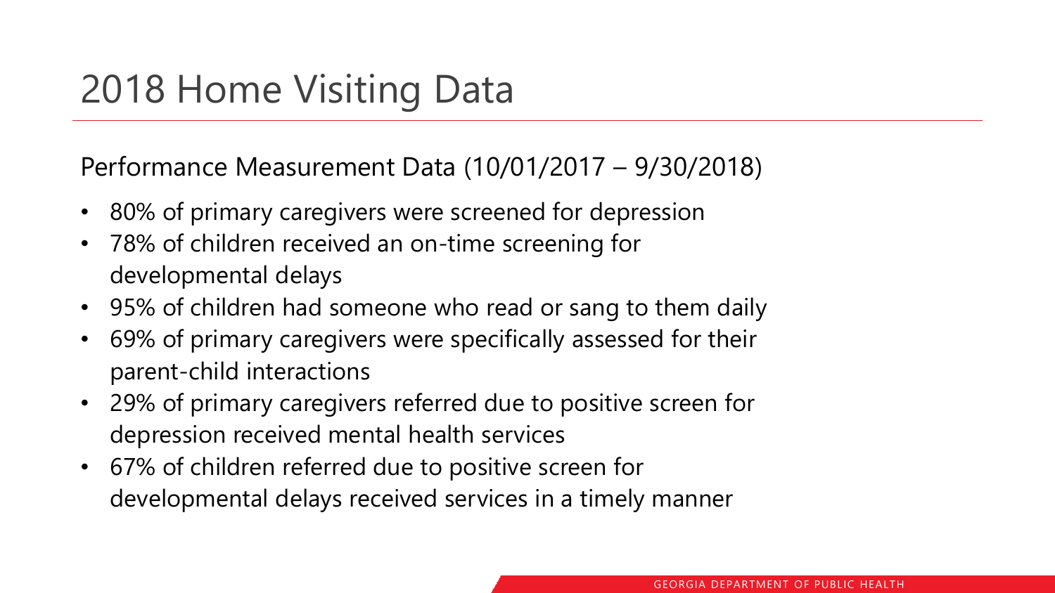# 2018 Home Visiting Data

Performance Measurement Data (10/01/2017 – 9/30/2018)

- 80% of primary caregivers were screened for depression
- 78% of children received an on-time screening for developmental delays
- 95% of children had someone who read or sang to them daily
- 69% of primary caregivers were specifically assessed for their parent-child interactions
- 29% of primary caregivers referred due to positive screen for depression received mental health services
- 67% of children referred due to positive screen for developmental delays received services in a timely manner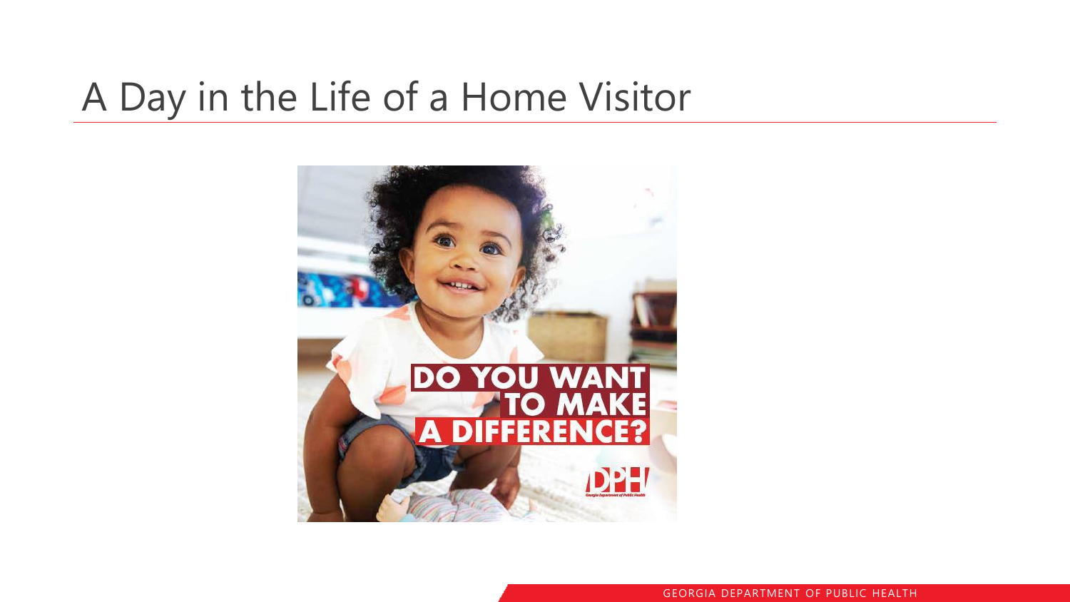# A Day in the Life of a Home Visitor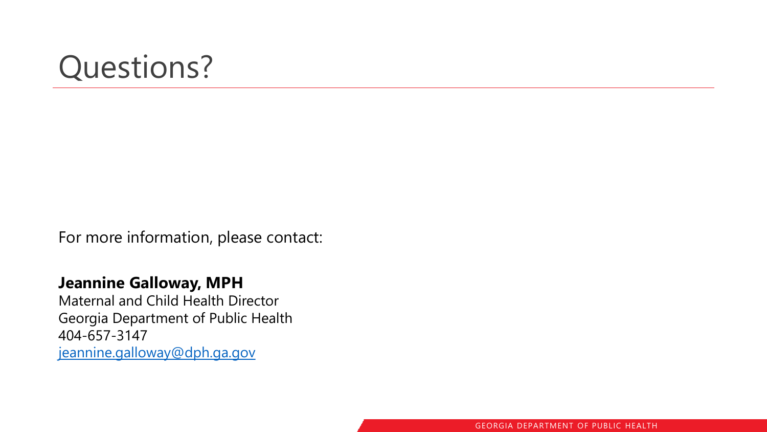# Questions?

For more information, please contact:

**Jeannine Galloway, MPH**
Maternal and Child Health Director
Georgia Department of Public Health
404-657-3147
jeannine.galloway@dph.ga.gov